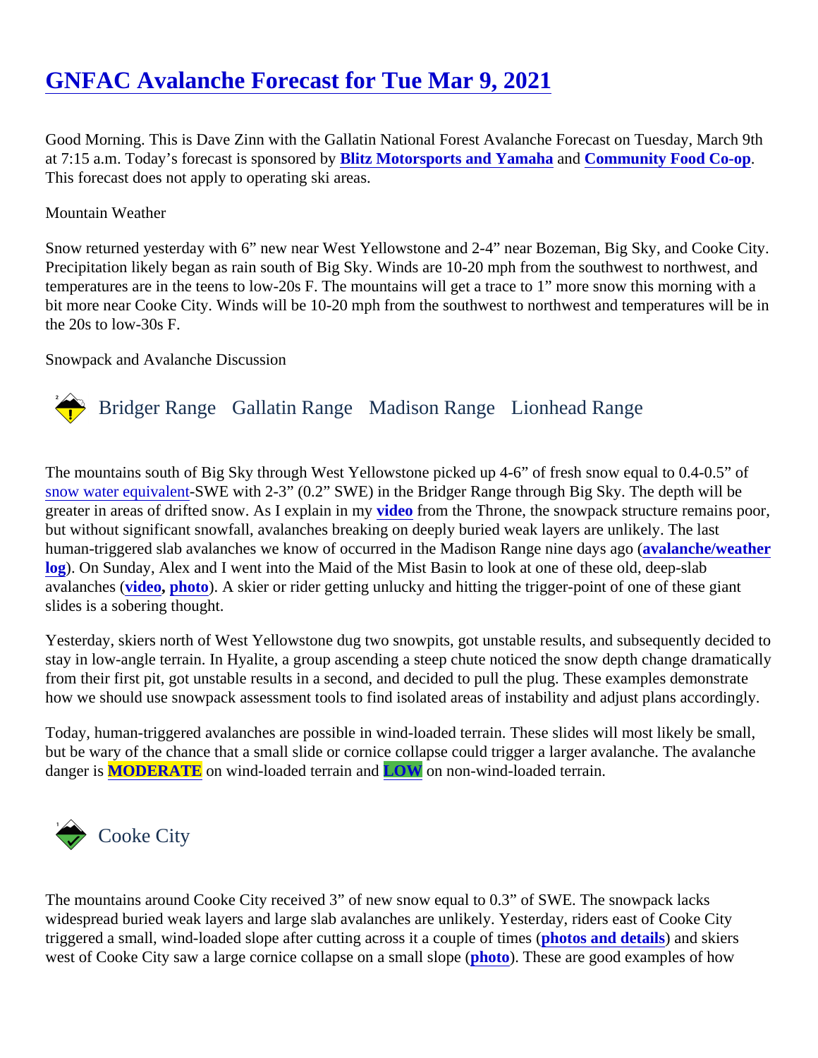# GNFAC Avalanche Forecast for Tue Mar 9, 2021

Good Morning. This is Dave Zinn with the Gallatin National Forest Avalanche Forecast on Tuesday, March 9th at 7:15 a.m. Today's forecast is sponsored by **Blitz Motorsports and Yamaha** and **Community Food Co-op**. This forecast does not apply to operating ski areas.

Mountain Weather

Snow returned yesterday with 6" new near West Yellowstone and 2-4" near Bozeman, Big Sky, and Cooke City. Precipitation likely began as rain south of Big Sky. Winds are 10-20 mph from the southwest to northwest, and temperatures are in the teens to low-20s F. The mountains will get a trace to 1" more snow this morning with a bit more near Cooke City. Winds will be 10-20 mph from the southwest to northwest and temperatures will be in the 20s to low-30s F.

Snowpack and Avalanche Discussion

## Bridger Range Gallatin Range Madison Range Lionhead Range

The mountains south of Big Sky through West Yellowstone picked up 4-6" of fresh snow equal to 0.4-0.5" of snow water equivalent-SWE with 2-3" (0.2" SWE) in the Bridger Range through Big Sky. The depth will be greater in areas of drifted snow. As I explain in my **video** from the Throne, the snowpack structure remains poor, but without significant snowfall, avalanches breaking on deeply buried weak layers are unlikely. The last human-triggered slab avalanches we know of occurred in the Madison Range nine days ago (**avalanche/weather log**). On Sunday, Alex and I went into the Maid of the Mist Basin to look at one of these old, deep-slab avalanches (**video**, **photo**). A skier or rider getting unlucky and hitting the trigger-point of one of these giant slides is a sobering thought.

Yesterday, skiers north of West Yellowstone dug two snowpits, got unstable results, and subsequently decided to stay in low-angle terrain. In Hyalite, a group ascending a steep chute noticed the snow depth change dramatically from their first pit, got unstable results in a second, and decided to pull the plug. These examples demonstrate how we should use snowpack assessment tools to find isolated areas of instability and adjust plans accordingly.

Today, human-triggered avalanches are possible in wind-loaded terrain. These slides will most likely be small, but be wary of the chance that a small slide or cornice collapse could trigger a larger avalanche. The avalanche danger is **MODERATE** on wind-loaded terrain and **LOW** on non-wind-loaded terrain.

## Cooke City

The mountains around Cooke City received 3" of new snow equal to 0.3" of SWE. The snowpack lacks widespread buried weak layers and large slab avalanches are unlikely. Yesterday, riders east of Cooke City triggered a small, wind-loaded slope after cutting across it a couple of times (**photos and details**) and skiers west of Cooke City saw a large cornice collapse on a small slope (**photo**). These are good examples of how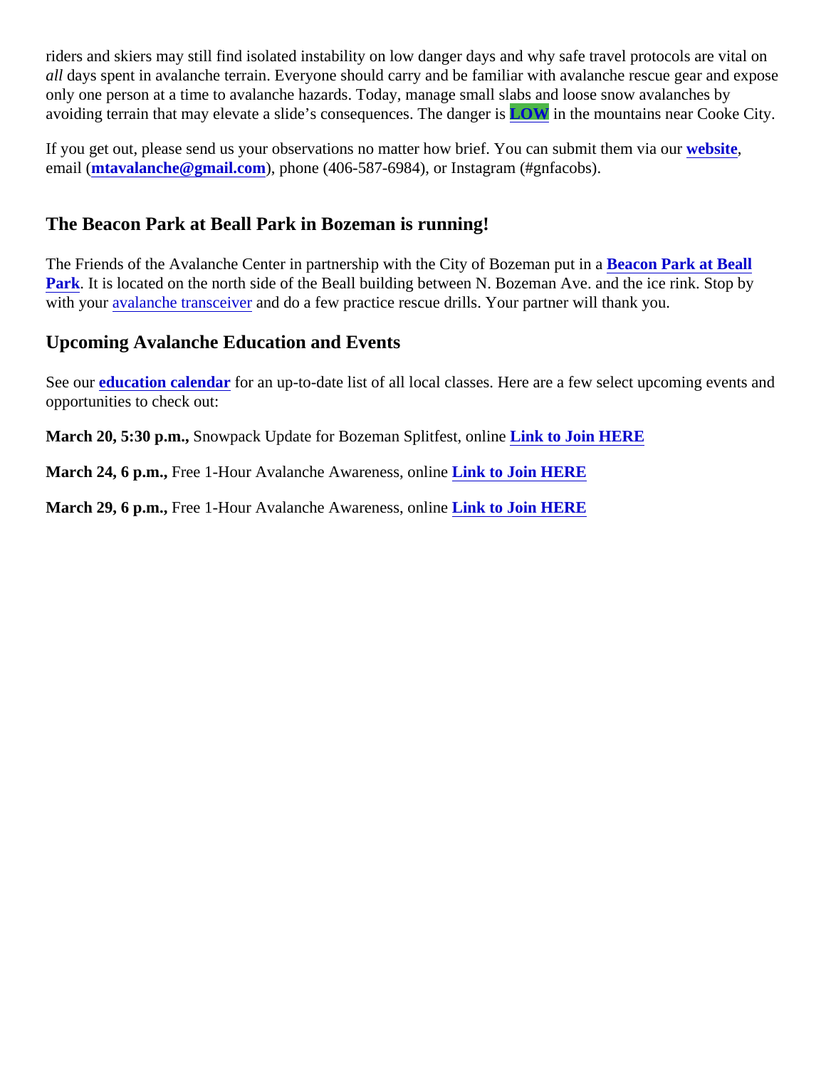riders and skiers may still find isolated instability on low danger days and why safe travel protocols are vital on *all* days spent in avalanche terrain. Everyone should carry and be familiar with avalanche rescue gear and expose only one person at a time to avalanche hazards. Today, manage small slabs and loose snow avalanches by avoiding terrain that may elevate a slide's consequences. The danger is **LOW** in the mountains near Cooke City.

If you get out, please send us your observations no matter how brief. You can submit them via our **website**, email (**mtavalanche@gmail.com**), phone (406-587-6984), or Instagram (#gnfacobs).

## The Beacon Park at Beall Park in Bozeman is running!

The Friends of the Avalanche Center in partnership with the City of Bozeman put in a **Beacon Park at Beall Park**. It is located on the north side of the Beall building between N. Bozeman Ave. and the ice rink. Stop by with your avalanche transceiver and do a few practice rescue drills. Your partner will thank you.

## Upcoming Avalanche Education and Events

See our **education calendar** for an up-to-date list of all local classes. Here are a few select upcoming events and opportunities to check out:

**March 20, 5:30 p.m.,** Snowpack Update for Bozeman Splitfest, online **Link to Join HERE**

**March 24, 6 p.m.,** Free 1-Hour Avalanche Awareness, online **Link to Join HERE**

**March 29, 6 p.m.,** Free 1-Hour Avalanche Awareness, online **Link to Join HERE**